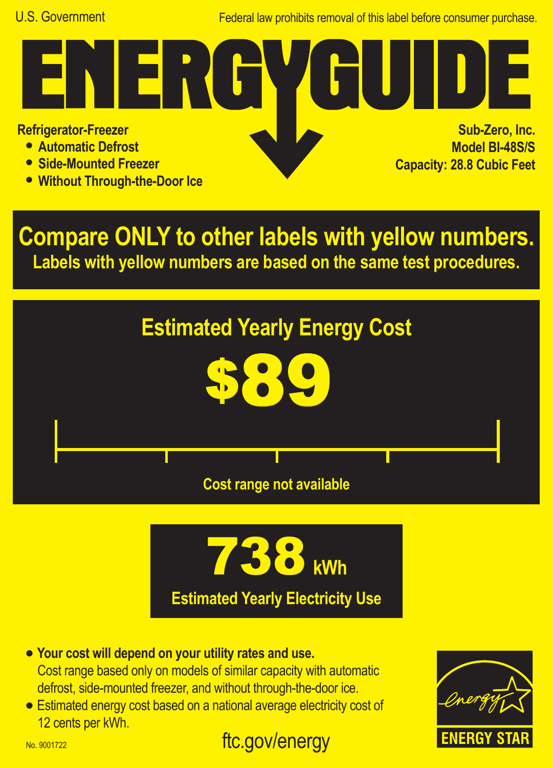U.S. Government

Federal law prohibits removal of this label before consumer purchase.

# ENERGYGUIDE

**Refrigerator-Freezer**

- **Automatic Defrost**
- **Side-Mounted Freezer**
- **Without Through-the-Door Ice**

**Sub-Zero, Inc.**
**Model BI-48S/S**
**Capacity: 28.8 Cubic Feet**

## Compare ONLY to other labels with yellow numbers.

**Labels with yellow numbers are based on the same test procedures.**

## Estimated Yearly Energy Cost

# $89

Cost range not available

# 738 kWh

**Estimated Yearly Electricity Use**

- **Your cost will depend on your utility rates and use.** Cost range based only on models of similar capacity with automatic defrost, side-mounted freezer, and without through-the-door ice.
- Estimated energy cost based on a national average electricity cost of 12 cents per kWh.

ftc.gov/energy

ENERGY STAR

No. 9001722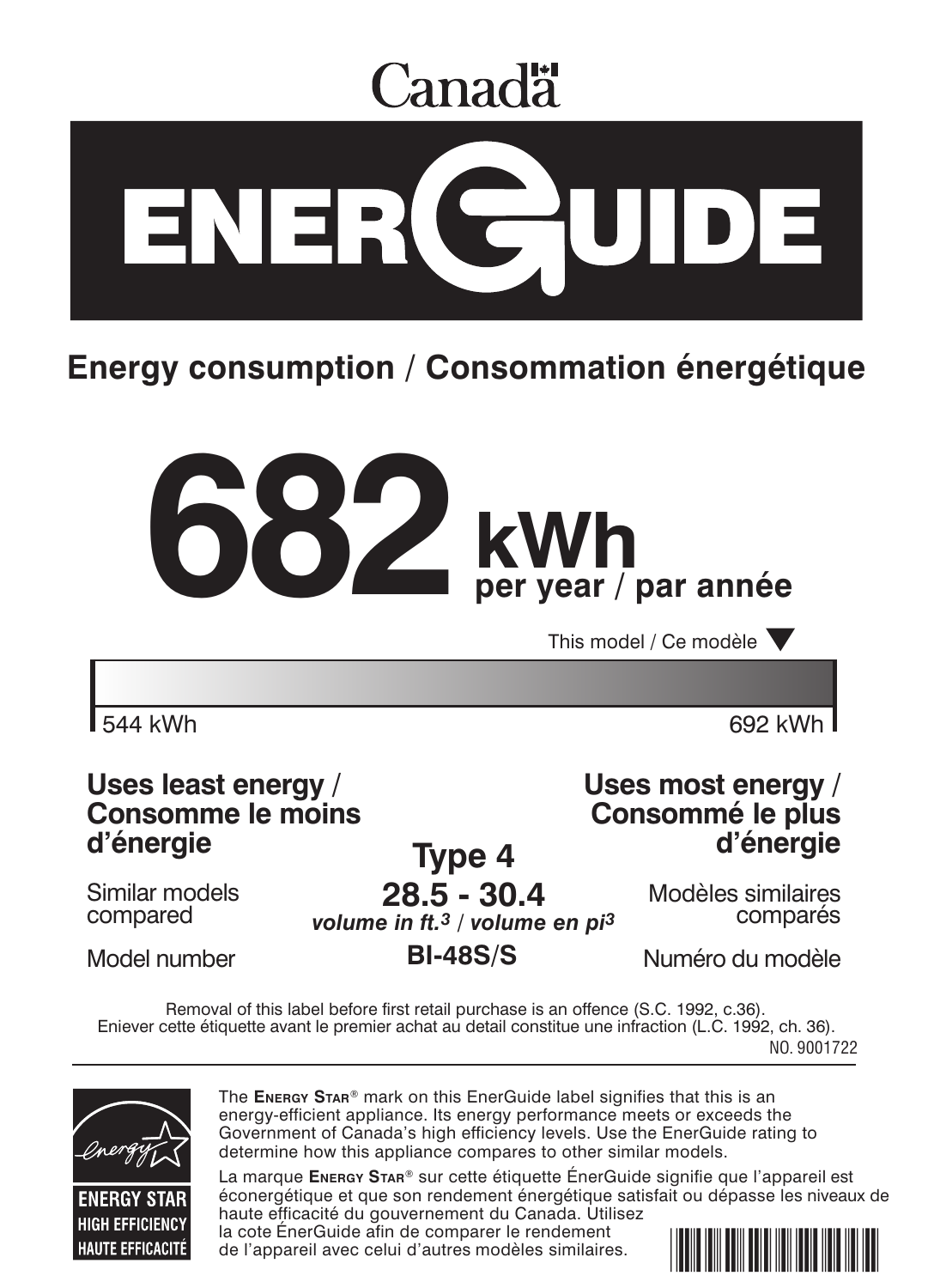Canada

# ENERGUIDE

## Energy consumption / Consommation énergétique

# 682 kWh per year / par année

This model / Ce modèle

544 kWh

692 kWh

**Uses least energy / Consomme le moins d'énergie**

**Uses most energy / Consommé le plus d'énergie**

Similar models compared

**Type 4**

**28.5 - 30.4**

***volume in ft.$^3$ / volume en pi$^3$***

Modèles similaires comparés

Model number

**BI-48S/S**

Numéro du modèle

Removal of this label before first retail purchase is an offence (S.C. 1992, c.36).
Eniever cette étiquette avant le premier achat au detail constitue une infraction (L.C. 1992, ch. 36).

NO. 9001722

ENERGY STAR HIGH EFFICIENCY HAUTE EFFICACITÉ

The **Energy Star**® mark on this EnerGuide label signifies that this is an energy-efficient appliance. Its energy performance meets or exceeds the Government of Canada's high efficiency levels. Use the EnerGuide rating to determine how this appliance compares to other similar models.

La marque **Energy Star**® sur cette étiquette ÉnerGuide signifie que l'appareil est éconergétique et que son rendement énergétique satisfait ou dépasse les niveaux de haute efficacité du gouvernement du Canada. Utilisez la cote ÉnerGuide afin de comparer le rendement de l'appareil avec celui d'autres modèles similaires.